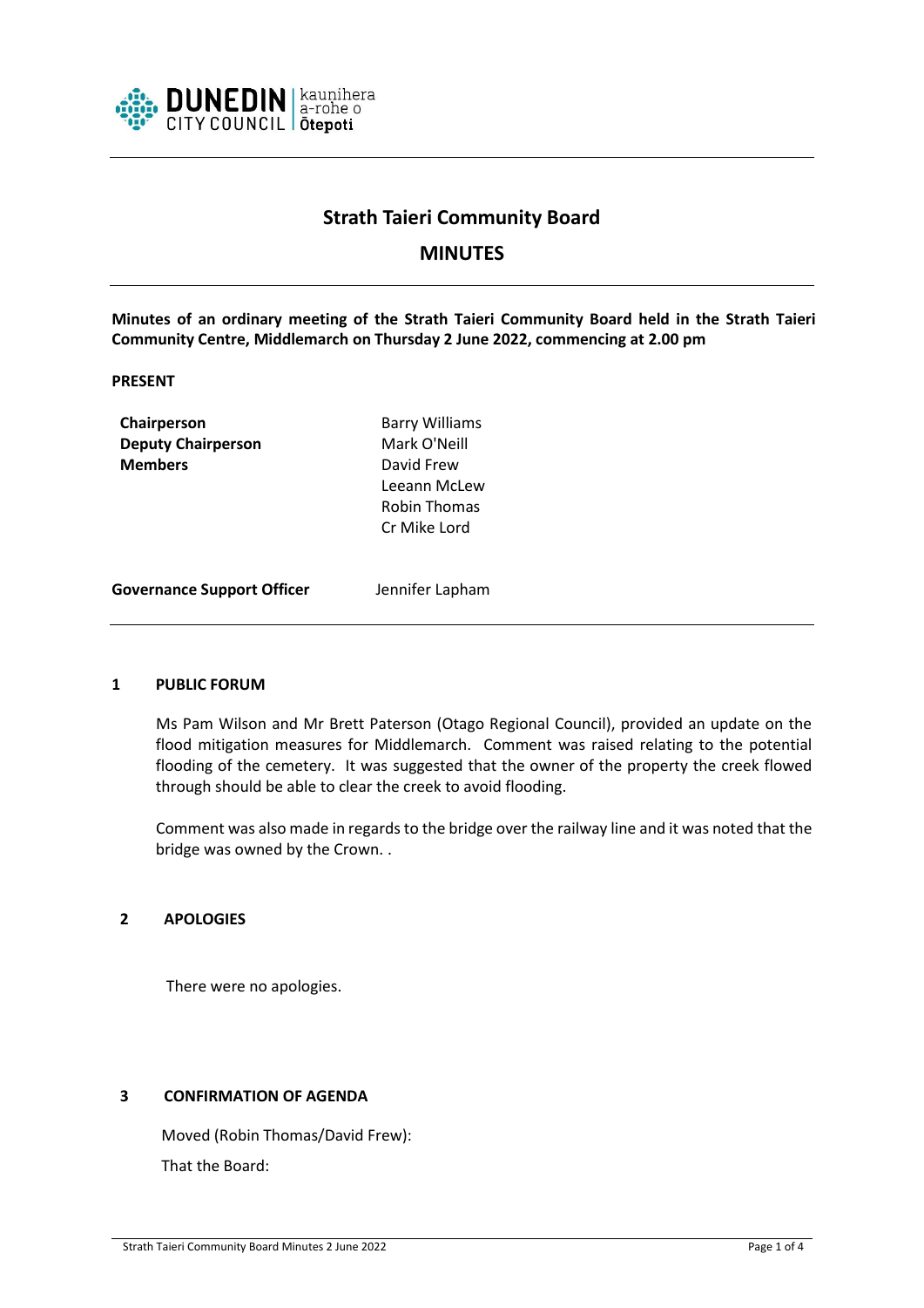# Strath Taieri Community Board

## MINUTES

**Minutes of an ordinary meeting of the Strath Taieri Community Board held in the Strath Taieri Community Centre, Middlemarch on Thursday 2 June 2022, commencing at 2.00 pm**

**PRESENT**

| | |
|---|---|
| **Chairperson** | Barry Williams |
| **Deputy Chairperson** | Mark O'Neill |
| **Members** | David Frew |
| | Leeann McLew |
| | Robin Thomas |
| | Cr Mike Lord |

**Governance Support Officer** Jennifer Lapham

### 1 PUBLIC FORUM

Ms Pam Wilson and Mr Brett Paterson (Otago Regional Council), provided an update on the flood mitigation measures for Middlemarch. Comment was raised relating to the potential flooding of the cemetery. It was suggested that the owner of the property the creek flowed through should be able to clear the creek to avoid flooding.

Comment was also made in regards to the bridge over the railway line and it was noted that the bridge was owned by the Crown. .

### 2 APOLOGIES

There were no apologies.

### 3 CONFIRMATION OF AGENDA

Moved (Robin Thomas/David Frew):

That the Board: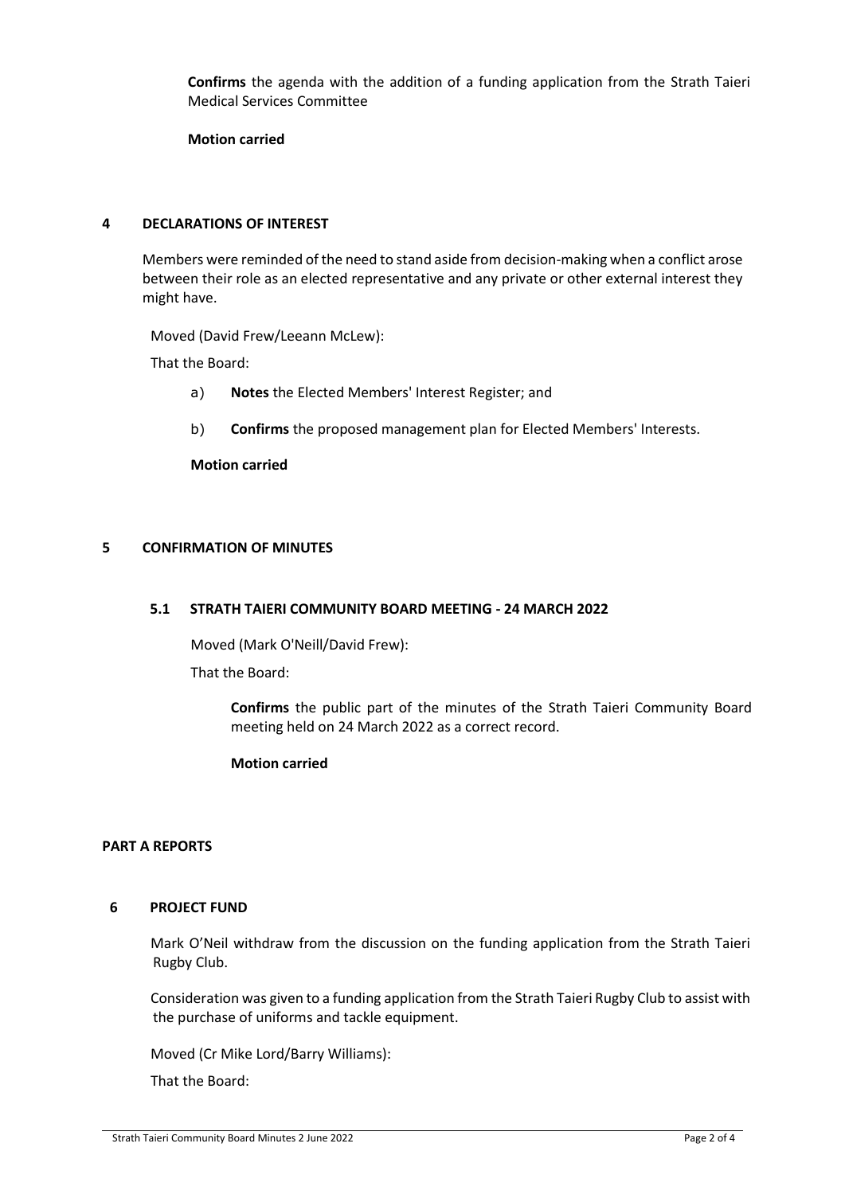**Confirms** the agenda with the addition of a funding application from the Strath Taieri Medical Services Committee

**Motion carried**

## 4 DECLARATIONS OF INTEREST

Members were reminded of the need to stand aside from decision-making when a conflict arose between their role as an elected representative and any private or other external interest they might have.

Moved (David Frew/Leeann McLew):

That the Board:

a) **Notes** the Elected Members' Interest Register; and

b) **Confirms** the proposed management plan for Elected Members' Interests.

**Motion carried**

## 5 CONFIRMATION OF MINUTES

### 5.1 STRATH TAIERI COMMUNITY BOARD MEETING - 24 MARCH 2022

Moved (Mark O'Neill/David Frew):

That the Board:

**Confirms** the public part of the minutes of the Strath Taieri Community Board meeting held on 24 March 2022 as a correct record.

**Motion carried**

## PART A REPORTS

## 6 PROJECT FUND

Mark O'Neil withdraw from the discussion on the funding application from the Strath Taieri Rugby Club.

Consideration was given to a funding application from the Strath Taieri Rugby Club to assist with the purchase of uniforms and tackle equipment.

Moved (Cr Mike Lord/Barry Williams):

That the Board: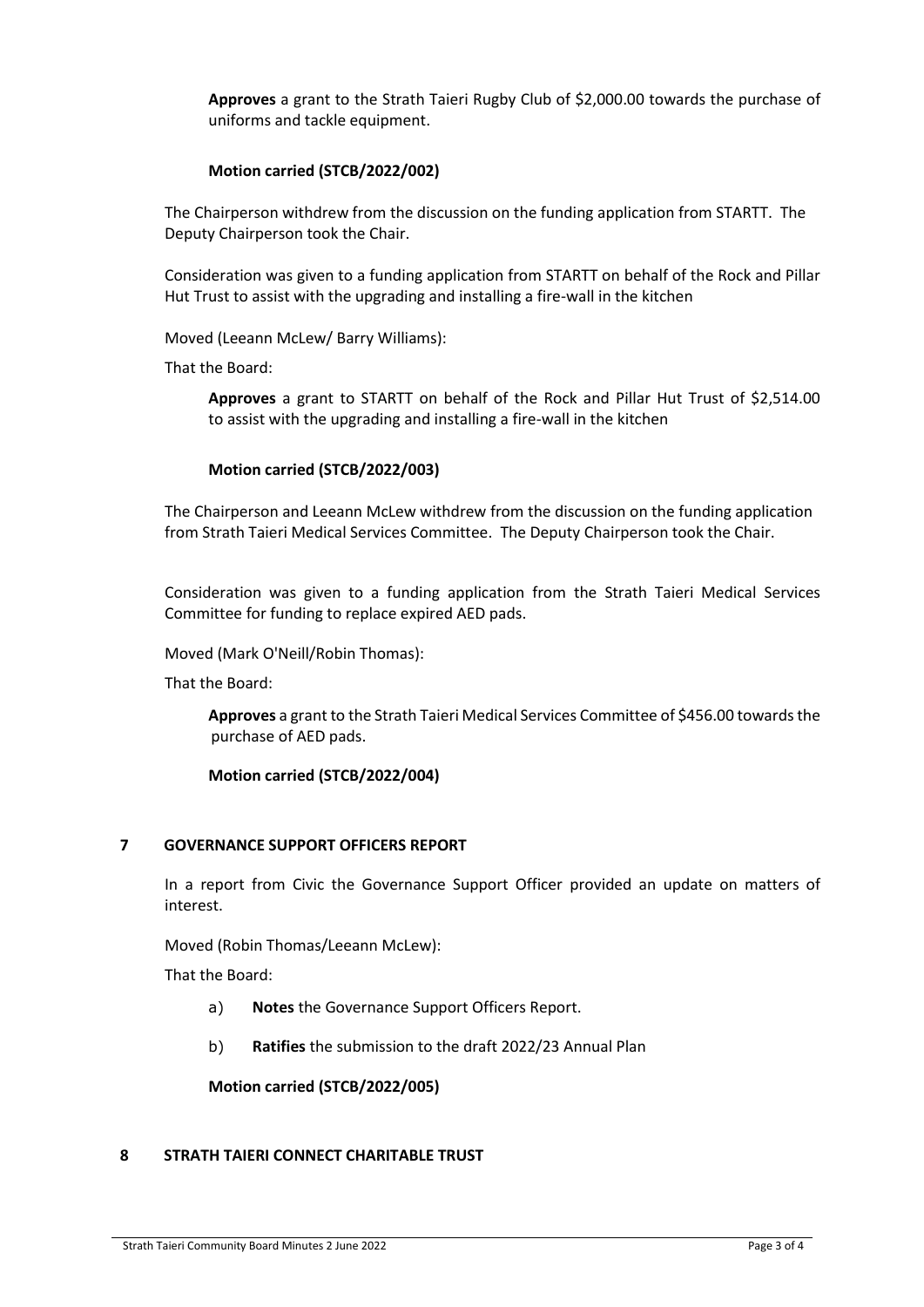**Approves** a grant to the Strath Taieri Rugby Club of $2,000.00 towards the purchase of uniforms and tackle equipment.

**Motion carried (STCB/2022/002)**

The Chairperson withdrew from the discussion on the funding application from STARTT. The Deputy Chairperson took the Chair.

Consideration was given to a funding application from STARTT on behalf of the Rock and Pillar Hut Trust to assist with the upgrading and installing a fire-wall in the kitchen

Moved (Leeann McLew/ Barry Williams):

That the Board:

**Approves** a grant to STARTT on behalf of the Rock and Pillar Hut Trust of $2,514.00 to assist with the upgrading and installing a fire-wall in the kitchen

**Motion carried (STCB/2022/003)**

The Chairperson and Leeann McLew withdrew from the discussion on the funding application from Strath Taieri Medical Services Committee. The Deputy Chairperson took the Chair.

Consideration was given to a funding application from the Strath Taieri Medical Services Committee for funding to replace expired AED pads.

Moved (Mark O'Neill/Robin Thomas):

That the Board:

**Approves** a grant to the Strath Taieri Medical Services Committee of $456.00 towards the purchase of AED pads.

**Motion carried (STCB/2022/004)**

## 7 GOVERNANCE SUPPORT OFFICERS REPORT

In a report from Civic the Governance Support Officer provided an update on matters of interest.

Moved (Robin Thomas/Leeann McLew):

That the Board:

a) **Notes** the Governance Support Officers Report.

b) **Ratifies** the submission to the draft 2022/23 Annual Plan

**Motion carried (STCB/2022/005)**

## 8 STRATH TAIERI CONNECT CHARITABLE TRUST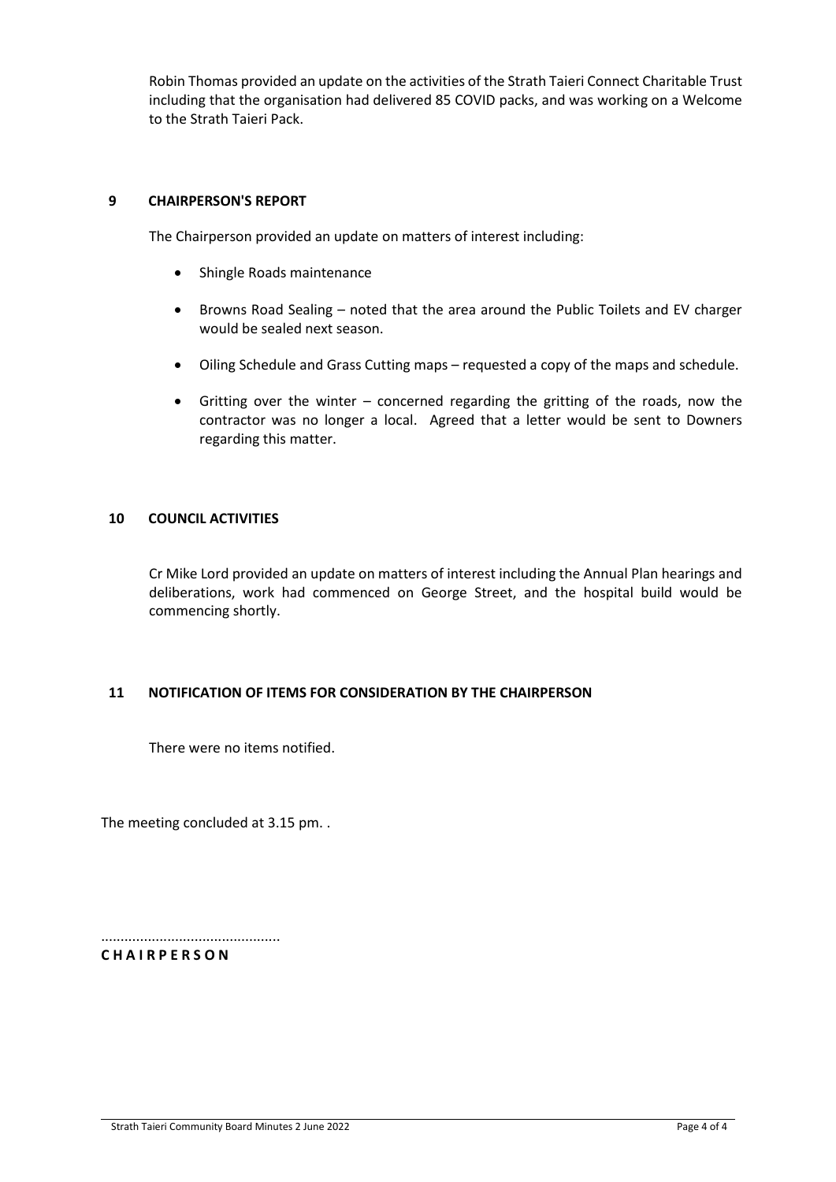Robin Thomas provided an update on the activities of the Strath Taieri Connect Charitable Trust including that the organisation had delivered 85 COVID packs, and was working on a Welcome to the Strath Taieri Pack.

## 9 CHAIRPERSON'S REPORT

The Chairperson provided an update on matters of interest including:

- Shingle Roads maintenance
- Browns Road Sealing – noted that the area around the Public Toilets and EV charger would be sealed next season.
- Oiling Schedule and Grass Cutting maps – requested a copy of the maps and schedule.
- Gritting over the winter – concerned regarding the gritting of the roads, now the contractor was no longer a local. Agreed that a letter would be sent to Downers regarding this matter.

## 10 COUNCIL ACTIVITIES

Cr Mike Lord provided an update on matters of interest including the Annual Plan hearings and deliberations, work had commenced on George Street, and the hospital build would be commencing shortly.

## 11 NOTIFICATION OF ITEMS FOR CONSIDERATION BY THE CHAIRPERSON

There were no items notified.

The meeting concluded at 3.15 pm. .

.............................................

**C H A I R P E R S O N**